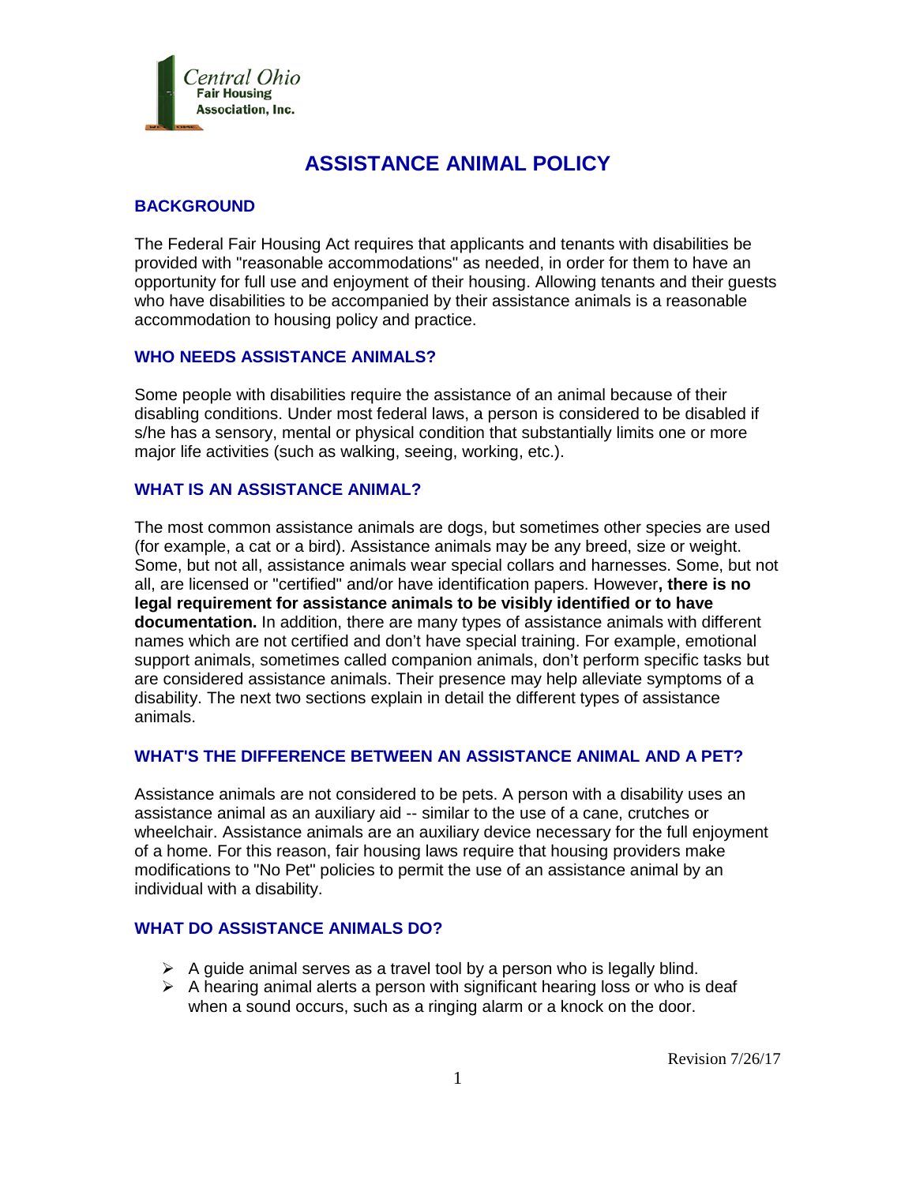Central Ohio Fair Housing Association, Inc.

# ASSISTANCE ANIMAL POLICY

## BACKGROUND

The Federal Fair Housing Act requires that applicants and tenants with disabilities be provided with "reasonable accommodations" as needed, in order for them to have an opportunity for full use and enjoyment of their housing. Allowing tenants and their guests who have disabilities to be accompanied by their assistance animals is a reasonable accommodation to housing policy and practice.

## WHO NEEDS ASSISTANCE ANIMALS?

Some people with disabilities require the assistance of an animal because of their disabling conditions. Under most federal laws, a person is considered to be disabled if s/he has a sensory, mental or physical condition that substantially limits one or more major life activities (such as walking, seeing, working, etc.).

## WHAT IS AN ASSISTANCE ANIMAL?

The most common assistance animals are dogs, but sometimes other species are used (for example, a cat or a bird). Assistance animals may be any breed, size or weight. Some, but not all, assistance animals wear special collars and harnesses. Some, but not all, are licensed or "certified" and/or have identification papers. However**, there is no legal requirement for assistance animals to be visibly identified or to have documentation.** In addition, there are many types of assistance animals with different names which are not certified and don't have special training. For example, emotional support animals, sometimes called companion animals, don't perform specific tasks but are considered assistance animals. Their presence may help alleviate symptoms of a disability. The next two sections explain in detail the different types of assistance animals.

## WHAT'S THE DIFFERENCE BETWEEN AN ASSISTANCE ANIMAL AND A PET?

Assistance animals are not considered to be pets. A person with a disability uses an assistance animal as an auxiliary aid -- similar to the use of a cane, crutches or wheelchair. Assistance animals are an auxiliary device necessary for the full enjoyment of a home. For this reason, fair housing laws require that housing providers make modifications to "No Pet" policies to permit the use of an assistance animal by an individual with a disability.

## WHAT DO ASSISTANCE ANIMALS DO?

- A guide animal serves as a travel tool by a person who is legally blind.
- A hearing animal alerts a person with significant hearing loss or who is deaf when a sound occurs, such as a ringing alarm or a knock on the door.

Revision 7/26/17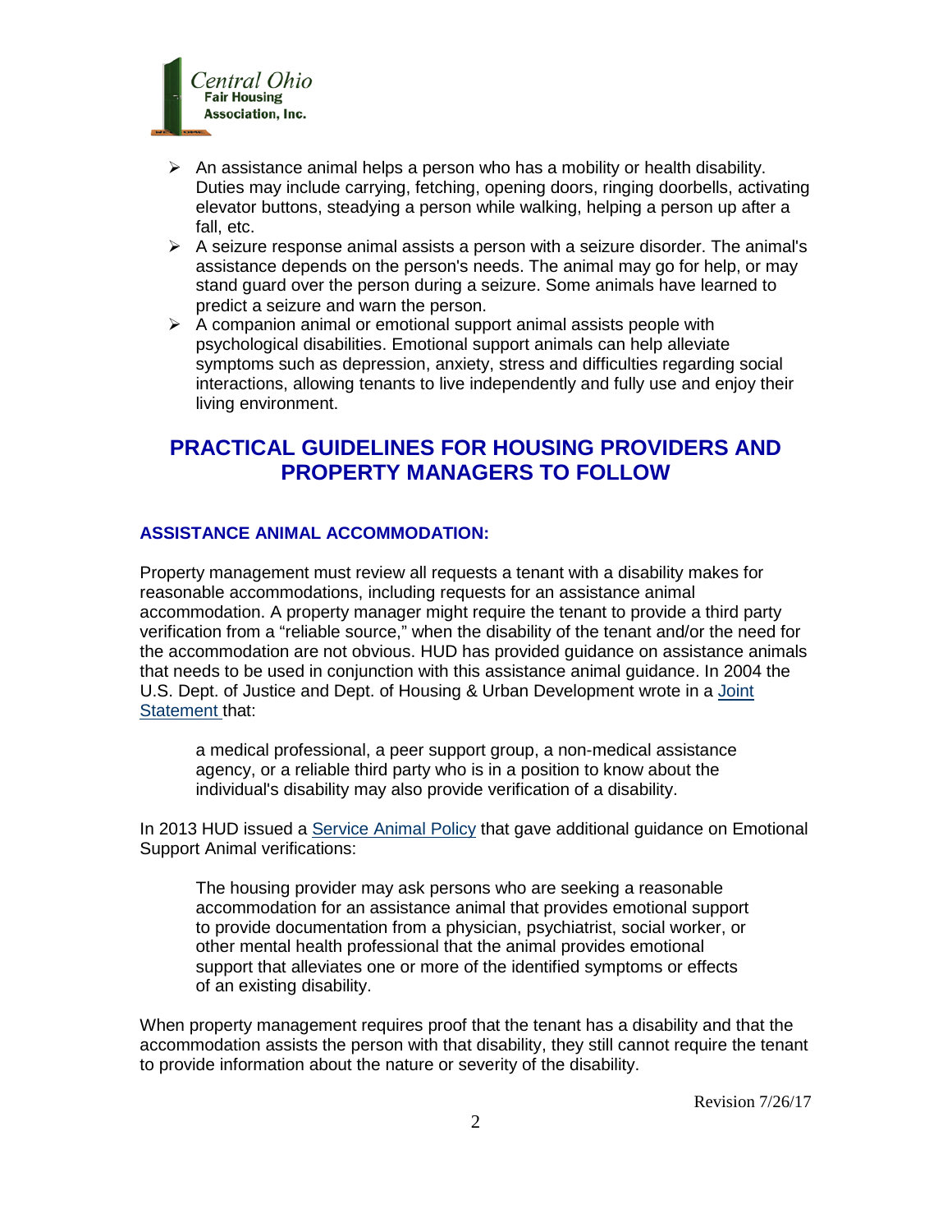- An assistance animal helps a person who has a mobility or health disability. Duties may include carrying, fetching, opening doors, ringing doorbells, activating elevator buttons, steadying a person while walking, helping a person up after a fall, etc.
- A seizure response animal assists a person with a seizure disorder. The animal's assistance depends on the person's needs. The animal may go for help, or may stand guard over the person during a seizure. Some animals have learned to predict a seizure and warn the person.
- A companion animal or emotional support animal assists people with psychological disabilities. Emotional support animals can help alleviate symptoms such as depression, anxiety, stress and difficulties regarding social interactions, allowing tenants to live independently and fully use and enjoy their living environment.

## PRACTICAL GUIDELINES FOR HOUSING PROVIDERS AND PROPERTY MANAGERS TO FOLLOW

### ASSISTANCE ANIMAL ACCOMMODATION:

Property management must review all requests a tenant with a disability makes for reasonable accommodations, including requests for an assistance animal accommodation. A property manager might require the tenant to provide a third party verification from a "reliable source," when the disability of the tenant and/or the need for the accommodation are not obvious. HUD has provided guidance on assistance animals that needs to be used in conjunction with this assistance animal guidance. In 2004 the U.S. Dept. of Justice and Dept. of Housing & Urban Development wrote in a Joint Statement that:

> a medical professional, a peer support group, a non-medical assistance agency, or a reliable third party who is in a position to know about the individual's disability may also provide verification of a disability.

In 2013 HUD issued a Service Animal Policy that gave additional guidance on Emotional Support Animal verifications:

> The housing provider may ask persons who are seeking a reasonable accommodation for an assistance animal that provides emotional support to provide documentation from a physician, psychiatrist, social worker, or other mental health professional that the animal provides emotional support that alleviates one or more of the identified symptoms or effects of an existing disability.

When property management requires proof that the tenant has a disability and that the accommodation assists the person with that disability, they still cannot require the tenant to provide information about the nature or severity of the disability.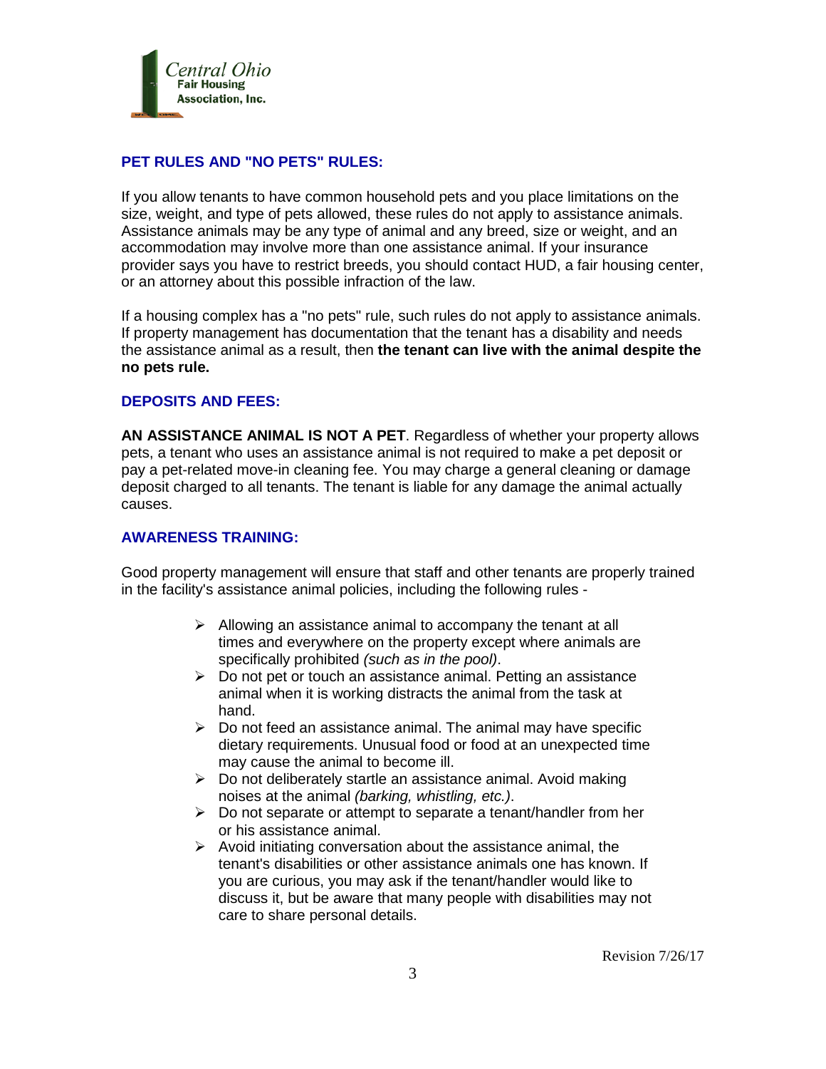## PET RULES AND "NO PETS" RULES:

If you allow tenants to have common household pets and you place limitations on the size, weight, and type of pets allowed, these rules do not apply to assistance animals. Assistance animals may be any type of animal and any breed, size or weight, and an accommodation may involve more than one assistance animal. If your insurance provider says you have to restrict breeds, you should contact HUD, a fair housing center, or an attorney about this possible infraction of the law.

If a housing complex has a "no pets" rule, such rules do not apply to assistance animals. If property management has documentation that the tenant has a disability and needs the assistance animal as a result, then **the tenant can live with the animal despite the no pets rule.**

## DEPOSITS AND FEES:

**AN ASSISTANCE ANIMAL IS NOT A PET**. Regardless of whether your property allows pets, a tenant who uses an assistance animal is not required to make a pet deposit or pay a pet-related move-in cleaning fee. You may charge a general cleaning or damage deposit charged to all tenants. The tenant is liable for any damage the animal actually causes.

## AWARENESS TRAINING:

Good property management will ensure that staff and other tenants are properly trained in the facility's assistance animal policies, including the following rules -

- Allowing an assistance animal to accompany the tenant at all times and everywhere on the property except where animals are specifically prohibited *(such as in the pool)*.
- Do not pet or touch an assistance animal. Petting an assistance animal when it is working distracts the animal from the task at hand.
- Do not feed an assistance animal. The animal may have specific dietary requirements. Unusual food or food at an unexpected time may cause the animal to become ill.
- Do not deliberately startle an assistance animal. Avoid making noises at the animal *(barking, whistling, etc.)*.
- Do not separate or attempt to separate a tenant/handler from her or his assistance animal.
- Avoid initiating conversation about the assistance animal, the tenant's disabilities or other assistance animals one has known. If you are curious, you may ask if the tenant/handler would like to discuss it, but be aware that many people with disabilities may not care to share personal details.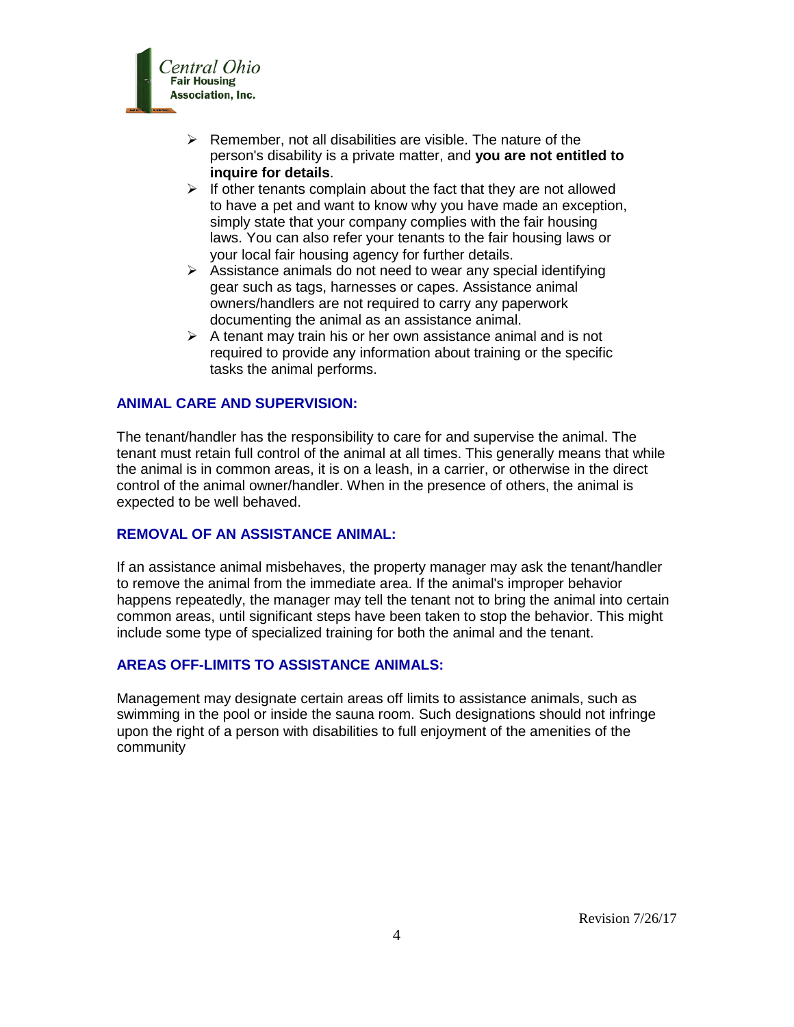- Remember, not all disabilities are visible. The nature of the person's disability is a private matter, and **you are not entitled to inquire for details**.
- If other tenants complain about the fact that they are not allowed to have a pet and want to know why you have made an exception, simply state that your company complies with the fair housing laws. You can also refer your tenants to the fair housing laws or your local fair housing agency for further details.
- Assistance animals do not need to wear any special identifying gear such as tags, harnesses or capes. Assistance animal owners/handlers are not required to carry any paperwork documenting the animal as an assistance animal.
- A tenant may train his or her own assistance animal and is not required to provide any information about training or the specific tasks the animal performs.

## ANIMAL CARE AND SUPERVISION:

The tenant/handler has the responsibility to care for and supervise the animal. The tenant must retain full control of the animal at all times. This generally means that while the animal is in common areas, it is on a leash, in a carrier, or otherwise in the direct control of the animal owner/handler. When in the presence of others, the animal is expected to be well behaved.

## REMOVAL OF AN ASSISTANCE ANIMAL:

If an assistance animal misbehaves, the property manager may ask the tenant/handler to remove the animal from the immediate area. If the animal's improper behavior happens repeatedly, the manager may tell the tenant not to bring the animal into certain common areas, until significant steps have been taken to stop the behavior. This might include some type of specialized training for both the animal and the tenant.

## AREAS OFF-LIMITS TO ASSISTANCE ANIMALS:

Management may designate certain areas off limits to assistance animals, such as swimming in the pool or inside the sauna room. Such designations should not infringe upon the right of a person with disabilities to full enjoyment of the amenities of the community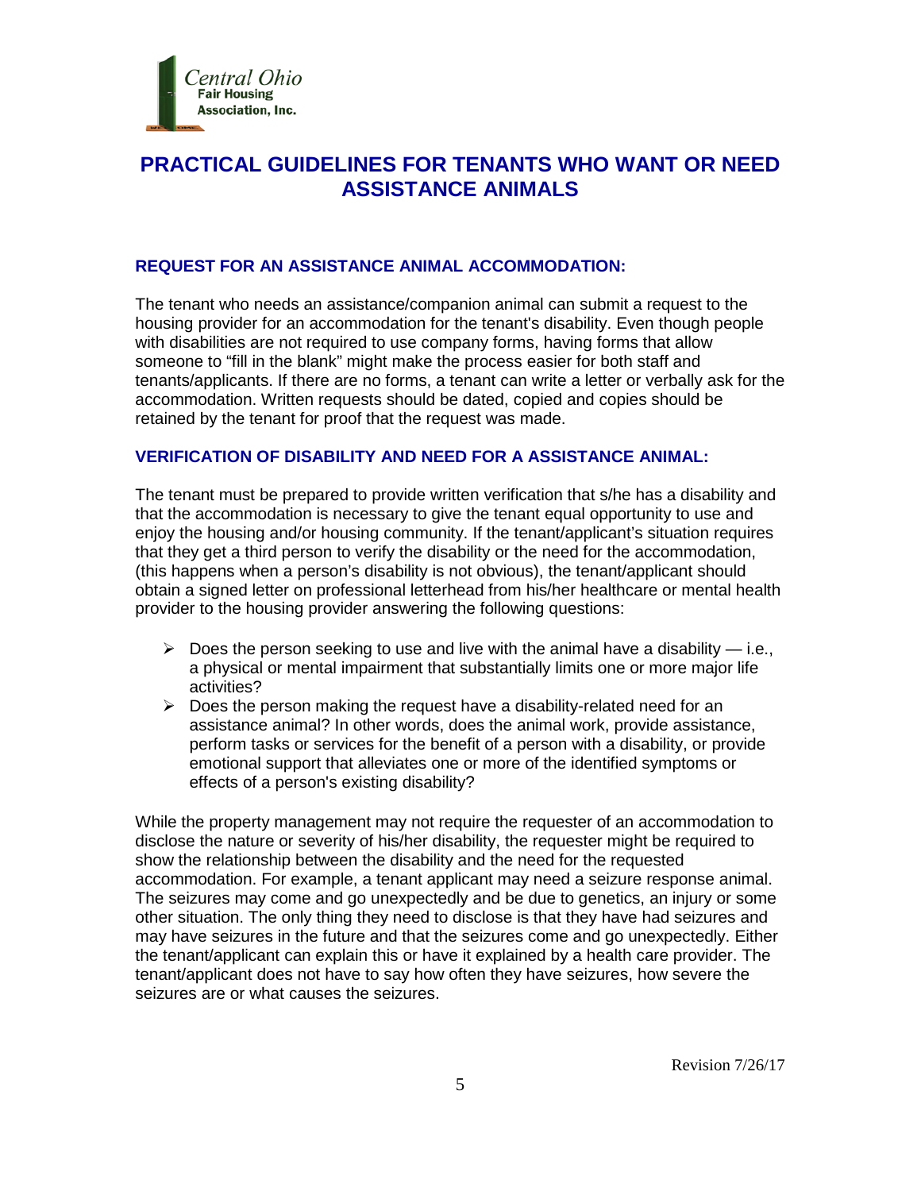# PRACTICAL GUIDELINES FOR TENANTS WHO WANT OR NEED ASSISTANCE ANIMALS

## REQUEST FOR AN ASSISTANCE ANIMAL ACCOMMODATION:

The tenant who needs an assistance/companion animal can submit a request to the housing provider for an accommodation for the tenant's disability. Even though people with disabilities are not required to use company forms, having forms that allow someone to "fill in the blank" might make the process easier for both staff and tenants/applicants. If there are no forms, a tenant can write a letter or verbally ask for the accommodation. Written requests should be dated, copied and copies should be retained by the tenant for proof that the request was made.

## VERIFICATION OF DISABILITY AND NEED FOR A ASSISTANCE ANIMAL:

The tenant must be prepared to provide written verification that s/he has a disability and that the accommodation is necessary to give the tenant equal opportunity to use and enjoy the housing and/or housing community. If the tenant/applicant's situation requires that they get a third person to verify the disability or the need for the accommodation, (this happens when a person's disability is not obvious), the tenant/applicant should obtain a signed letter on professional letterhead from his/her healthcare or mental health provider to the housing provider answering the following questions:

- Does the person seeking to use and live with the animal have a disability — i.e., a physical or mental impairment that substantially limits one or more major life activities?
- Does the person making the request have a disability-related need for an assistance animal? In other words, does the animal work, provide assistance, perform tasks or services for the benefit of a person with a disability, or provide emotional support that alleviates one or more of the identified symptoms or effects of a person's existing disability?

While the property management may not require the requester of an accommodation to disclose the nature or severity of his/her disability, the requester might be required to show the relationship between the disability and the need for the requested accommodation. For example, a tenant applicant may need a seizure response animal. The seizures may come and go unexpectedly and be due to genetics, an injury or some other situation. The only thing they need to disclose is that they have had seizures and may have seizures in the future and that the seizures come and go unexpectedly. Either the tenant/applicant can explain this or have it explained by a health care provider. The tenant/applicant does not have to say how often they have seizures, how severe the seizures are or what causes the seizures.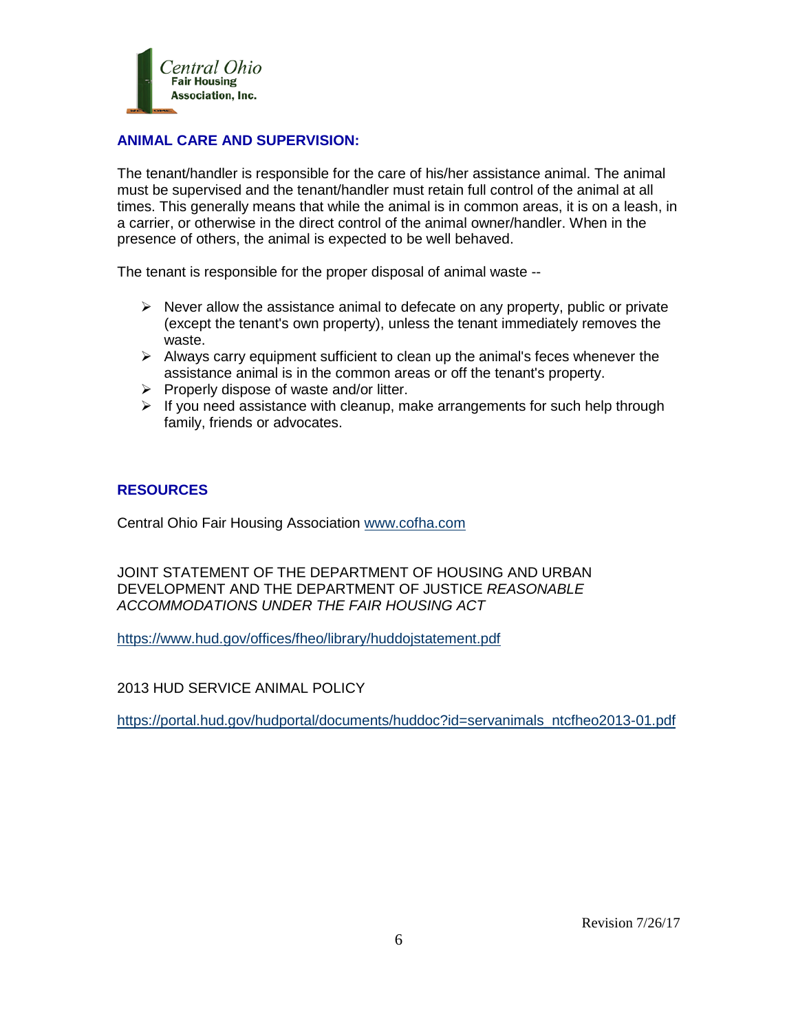## ANIMAL CARE AND SUPERVISION:

The tenant/handler is responsible for the care of his/her assistance animal. The animal must be supervised and the tenant/handler must retain full control of the animal at all times. This generally means that while the animal is in common areas, it is on a leash, in a carrier, or otherwise in the direct control of the animal owner/handler. When in the presence of others, the animal is expected to be well behaved.

The tenant is responsible for the proper disposal of animal waste --

- Never allow the assistance animal to defecate on any property, public or private (except the tenant's own property), unless the tenant immediately removes the waste.
- Always carry equipment sufficient to clean up the animal's feces whenever the assistance animal is in the common areas or off the tenant's property.
- Properly dispose of waste and/or litter.
- If you need assistance with cleanup, make arrangements for such help through family, friends or advocates.

## RESOURCES

Central Ohio Fair Housing Association www.cofha.com

JOINT STATEMENT OF THE DEPARTMENT OF HOUSING AND URBAN DEVELOPMENT AND THE DEPARTMENT OF JUSTICE *REASONABLE ACCOMMODATIONS UNDER THE FAIR HOUSING ACT*

https://www.hud.gov/offices/fheo/library/huddojstatement.pdf

2013 HUD SERVICE ANIMAL POLICY

https://portal.hud.gov/hudportal/documents/huddoc?id=servanimals_ntcfheo2013-01.pdf

Revision 7/26/17